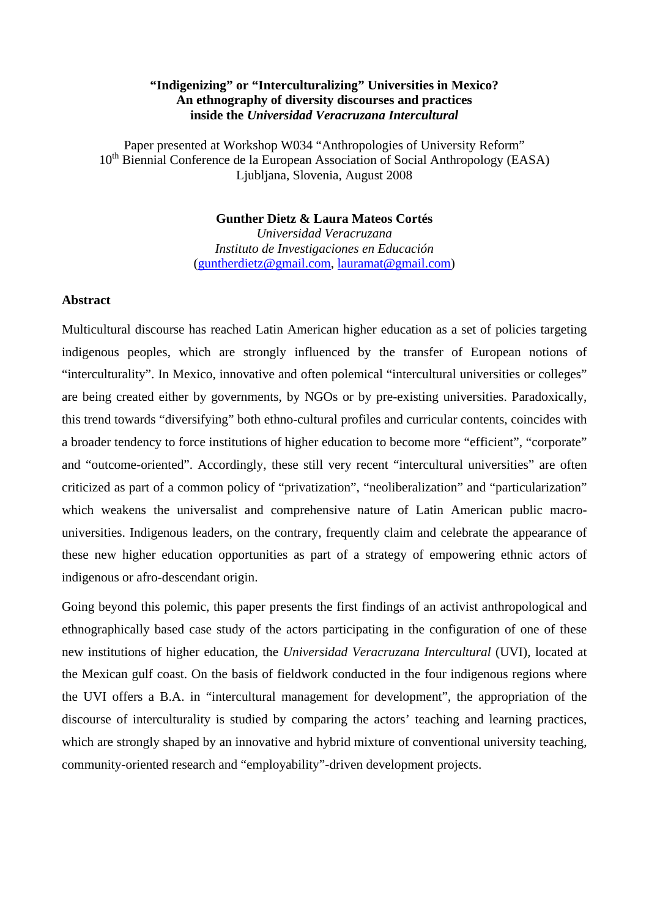# "Indigenizing" or "Interculturalizing" Universities in Mexico? An ethnography of diversity discourses and practices inside the *Universidad Veracruzana Intercultural*

Paper presented at Workshop W034 "Anthropologies of University Reform"
10th Biennial Conference de la European Association of Social Anthropology (EASA)
Ljubljana, Slovenia, August 2008

**Gunther Dietz & Laura Mateos Cortés**
*Universidad Veracruzana*
*Instituto de Investigaciones en Educación*
(gntherdietz@gmail.com, lauramat@gmail.com)

## Abstract

Multicultural discourse has reached Latin American higher education as a set of policies targeting indigenous peoples, which are strongly influenced by the transfer of European notions of "interculturality". In Mexico, innovative and often polemical "intercultural universities or colleges" are being created either by governments, by NGOs or by pre-existing universities. Paradoxically, this trend towards "diversifying" both ethno-cultural profiles and curricular contents, coincides with a broader tendency to force institutions of higher education to become more "efficient", "corporate" and "outcome-oriented". Accordingly, these still very recent "intercultural universities" are often criticized as part of a common policy of "privatization", "neoliberalization" and "particularization" which weakens the universalist and comprehensive nature of Latin American public macro-universities. Indigenous leaders, on the contrary, frequently claim and celebrate the appearance of these new higher education opportunities as part of a strategy of empowering ethnic actors of indigenous or afro-descendant origin.

Going beyond this polemic, this paper presents the first findings of an activist anthropological and ethnographically based case study of the actors participating in the configuration of one of these new institutions of higher education, the *Universidad Veracruzana Intercultural* (UVI), located at the Mexican gulf coast. On the basis of fieldwork conducted in the four indigenous regions where the UVI offers a B.A. in "intercultural management for development", the appropriation of the discourse of interculturality is studied by comparing the actors' teaching and learning practices, which are strongly shaped by an innovative and hybrid mixture of conventional university teaching, community-oriented research and "employability"-driven development projects.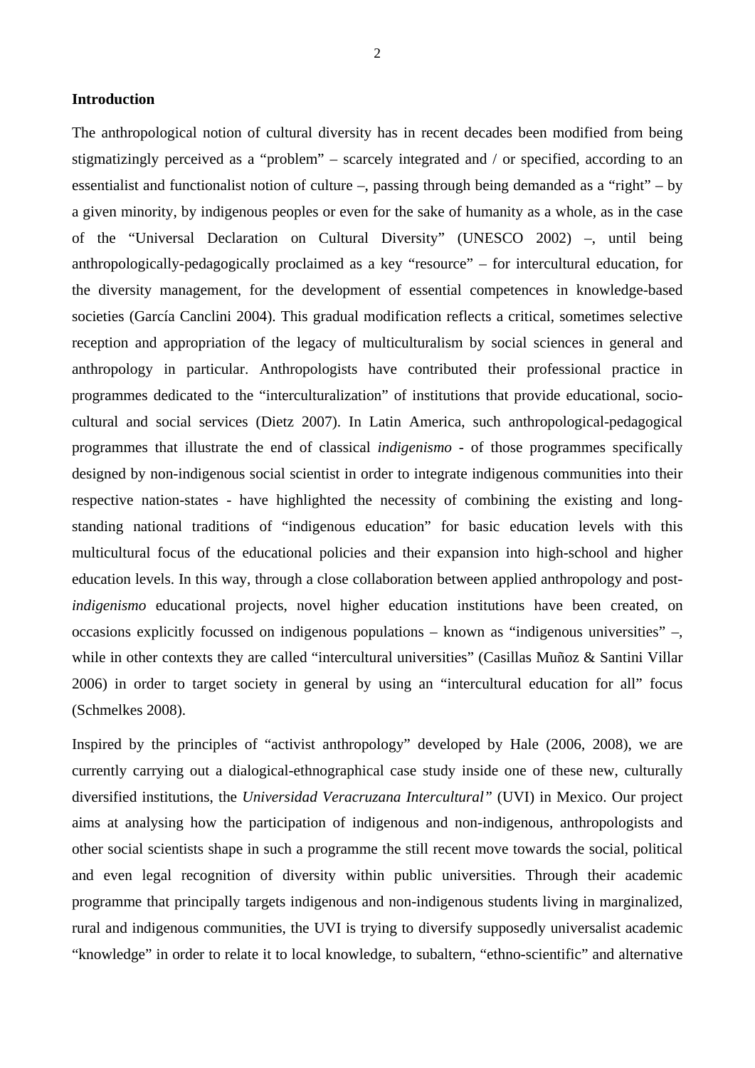## Introduction

The anthropological notion of cultural diversity has in recent decades been modified from being stigmatizingly perceived as a "problem" – scarcely integrated and / or specified, according to an essentialist and functionalist notion of culture –, passing through being demanded as a "right" – by a given minority, by indigenous peoples or even for the sake of humanity as a whole, as in the case of the "Universal Declaration on Cultural Diversity" (UNESCO 2002) –, until being anthropologically-pedagogically proclaimed as a key "resource" – for intercultural education, for the diversity management, for the development of essential competences in knowledge-based societies (García Canclini 2004). This gradual modification reflects a critical, sometimes selective reception and appropriation of the legacy of multiculturalism by social sciences in general and anthropology in particular. Anthropologists have contributed their professional practice in programmes dedicated to the "interculturalization" of institutions that provide educational, socio-cultural and social services (Dietz 2007). In Latin America, such anthropological-pedagogical programmes that illustrate the end of classical *indigenismo* - of those programmes specifically designed by non-indigenous social scientist in order to integrate indigenous communities into their respective nation-states - have highlighted the necessity of combining the existing and long-standing national traditions of "indigenous education" for basic education levels with this multicultural focus of the educational policies and their expansion into high-school and higher education levels. In this way, through a close collaboration between applied anthropology and post-*indigenismo* educational projects, novel higher education institutions have been created, on occasions explicitly focussed on indigenous populations – known as "indigenous universities" –, while in other contexts they are called "intercultural universities" (Casillas Muñoz & Santini Villar 2006) in order to target society in general by using an "intercultural education for all" focus (Schmelkes 2008).

Inspired by the principles of "activist anthropology" developed by Hale (2006, 2008), we are currently carrying out a dialogical-ethnographical case study inside one of these new, culturally diversified institutions, the *Universidad Veracruzana Intercultural"* (UVI) in Mexico. Our project aims at analysing how the participation of indigenous and non-indigenous, anthropologists and other social scientists shape in such a programme the still recent move towards the social, political and even legal recognition of diversity within public universities. Through their academic programme that principally targets indigenous and non-indigenous students living in marginalized, rural and indigenous communities, the UVI is trying to diversify supposedly universalist academic "knowledge" in order to relate it to local knowledge, to subaltern, "ethno-scientific" and alternative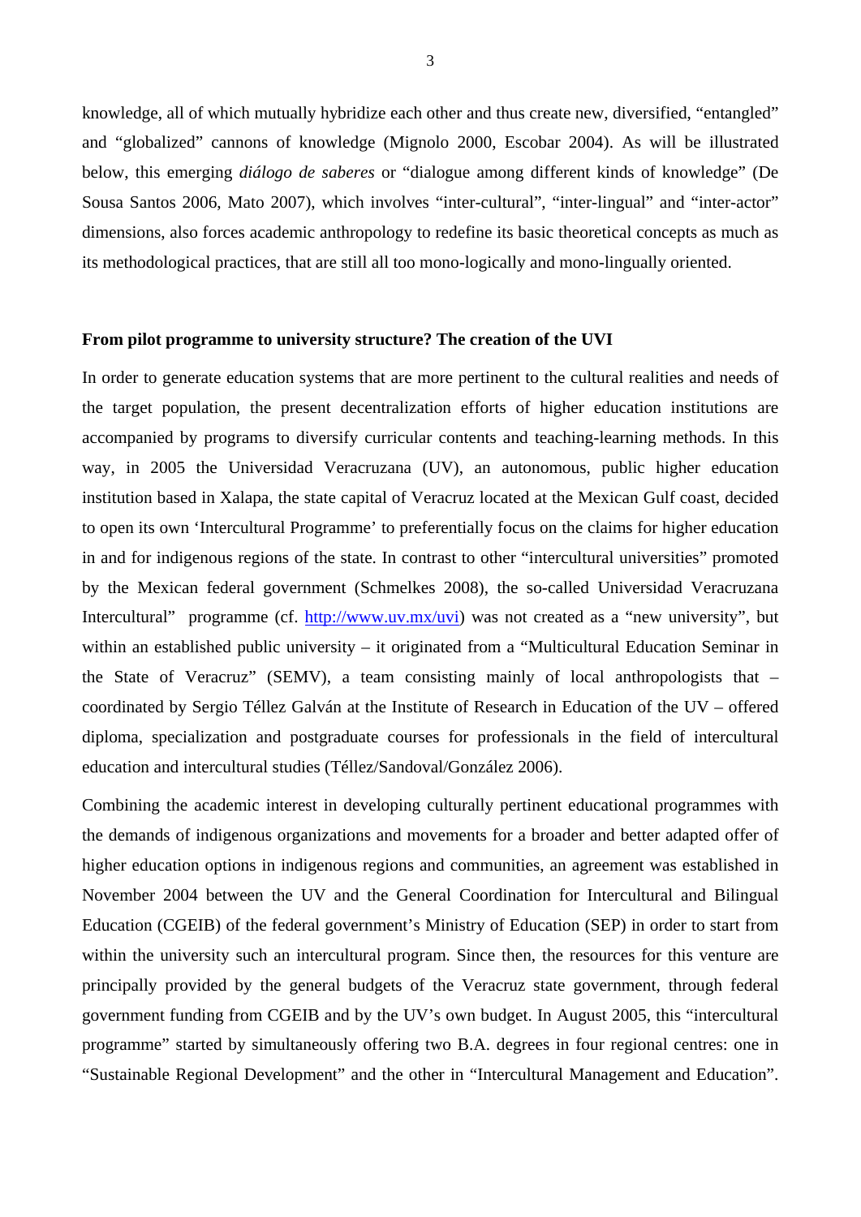knowledge, all of which mutually hybridize each other and thus create new, diversified, "entangled" and "globalized" cannons of knowledge (Mignolo 2000, Escobar 2004). As will be illustrated below, this emerging *diálogo de saberes* or "dialogue among different kinds of knowledge" (De Sousa Santos 2006, Mato 2007), which involves "inter-cultural", "inter-lingual" and "inter-actor" dimensions, also forces academic anthropology to redefine its basic theoretical concepts as much as its methodological practices, that are still all too mono-logically and mono-lingually oriented.

**From pilot programme to university structure? The creation of the UVI**

In order to generate education systems that are more pertinent to the cultural realities and needs of the target population, the present decentralization efforts of higher education institutions are accompanied by programs to diversify curricular contents and teaching-learning methods. In this way, in 2005 the Universidad Veracruzana (UV), an autonomous, public higher education institution based in Xalapa, the state capital of Veracruz located at the Mexican Gulf coast, decided to open its own 'Intercultural Programme' to preferentially focus on the claims for higher education in and for indigenous regions of the state. In contrast to other "intercultural universities" promoted by the Mexican federal government (Schmelkes 2008), the so-called Universidad Veracruzana Intercultural" programme (cf. http://www.uv.mx/uvi) was not created as a "new university", but within an established public university – it originated from a "Multicultural Education Seminar in the State of Veracruz" (SEMV), a team consisting mainly of local anthropologists that – coordinated by Sergio Téllez Galván at the Institute of Research in Education of the UV – offered diploma, specialization and postgraduate courses for professionals in the field of intercultural education and intercultural studies (Téllez/Sandoval/González 2006).

Combining the academic interest in developing culturally pertinent educational programmes with the demands of indigenous organizations and movements for a broader and better adapted offer of higher education options in indigenous regions and communities, an agreement was established in November 2004 between the UV and the General Coordination for Intercultural and Bilingual Education (CGEIB) of the federal government's Ministry of Education (SEP) in order to start from within the university such an intercultural program. Since then, the resources for this venture are principally provided by the general budgets of the Veracruz state government, through federal government funding from CGEIB and by the UV's own budget. In August 2005, this "intercultural programme" started by simultaneously offering two B.A. degrees in four regional centres: one in "Sustainable Regional Development" and the other in "Intercultural Management and Education".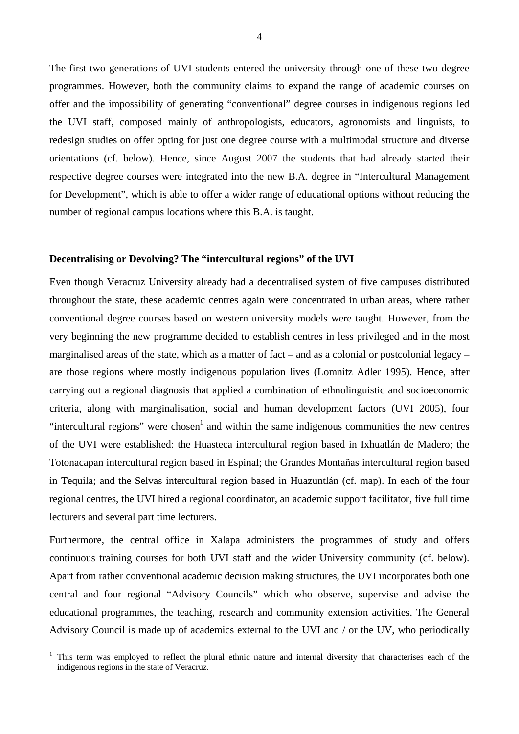The first two generations of UVI students entered the university through one of these two degree programmes. However, both the community claims to expand the range of academic courses on offer and the impossibility of generating "conventional" degree courses in indigenous regions led the UVI staff, composed mainly of anthropologists, educators, agronomists and linguists, to redesign studies on offer opting for just one degree course with a multimodal structure and diverse orientations (cf. below). Hence, since August 2007 the students that had already started their respective degree courses were integrated into the new B.A. degree in "Intercultural Management for Development", which is able to offer a wider range of educational options without reducing the number of regional campus locations where this B.A. is taught.

**Decentralising or Devolving? The "intercultural regions" of the UVI**

Even though Veracruz University already had a decentralised system of five campuses distributed throughout the state, these academic centres again were concentrated in urban areas, where rather conventional degree courses based on western university models were taught. However, from the very beginning the new programme decided to establish centres in less privileged and in the most marginalised areas of the state, which as a matter of fact – and as a colonial or postcolonial legacy – are those regions where mostly indigenous population lives (Lomnitz Adler 1995). Hence, after carrying out a regional diagnosis that applied a combination of ethnolinguistic and socioeconomic criteria, along with marginalisation, social and human development factors (UVI 2005), four "intercultural regions" were chosen[1] and within the same indigenous communities the new centres of the UVI were established: the Huasteca intercultural region based in Ixhuatlán de Madero; the Totonacapan intercultural region based in Espinal; the Grandes Montañas intercultural region based in Tequila; and the Selvas intercultural region based in Huazuntlán (cf. map). In each of the four regional centres, the UVI hired a regional coordinator, an academic support facilitator, five full time lecturers and several part time lecturers.

Furthermore, the central office in Xalapa administers the programmes of study and offers continuous training courses for both UVI staff and the wider University community (cf. below). Apart from rather conventional academic decision making structures, the UVI incorporates both one central and four regional "Advisory Councils" which who observe, supervise and advise the educational programmes, the teaching, research and community extension activities. The General Advisory Council is made up of academics external to the UVI and / or the UV, who periodically

[1] This term was employed to reflect the plural ethnic nature and internal diversity that characterises each of the indigenous regions in the state of Veracruz.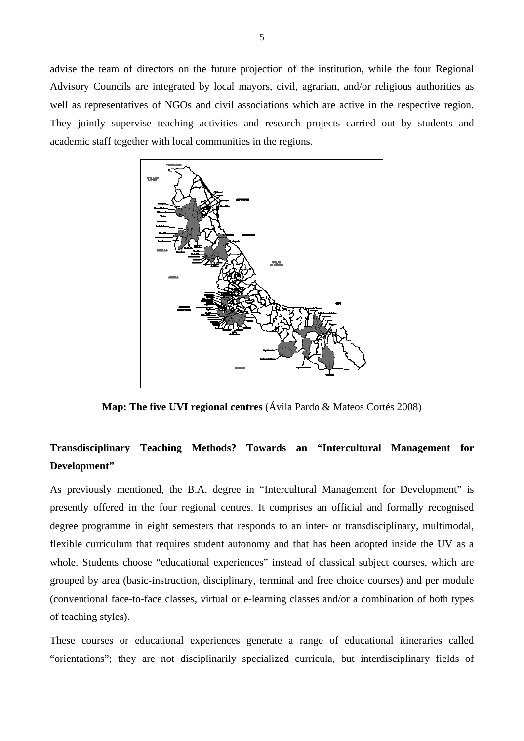advise the team of directors on the future projection of the institution, while the four Regional Advisory Councils are integrated by local mayors, civil, agrarian, and/or religious authorities as well as representatives of NGOs and civil associations which are active in the respective region. They jointly supervise teaching activities and research projects carried out by students and academic staff together with local communities in the regions.

**Map: The five UVI regional centres** (Ávila Pardo & Mateos Cortés 2008)

## Transdisciplinary Teaching Methods? Towards an "Intercultural Management for Development"

As previously mentioned, the B.A. degree in "Intercultural Management for Development" is presently offered in the four regional centres. It comprises an official and formally recognised degree programme in eight semesters that responds to an inter- or transdisciplinary, multimodal, flexible curriculum that requires student autonomy and that has been adopted inside the UV as a whole. Students choose "educational experiences" instead of classical subject courses, which are grouped by area (basic-instruction, disciplinary, terminal and free choice courses) and per module (conventional face-to-face classes, virtual or e-learning classes and/or a combination of both types of teaching styles).

These courses or educational experiences generate a range of educational itineraries called "orientations"; they are not disciplinarily specialized curricula, but interdisciplinary fields of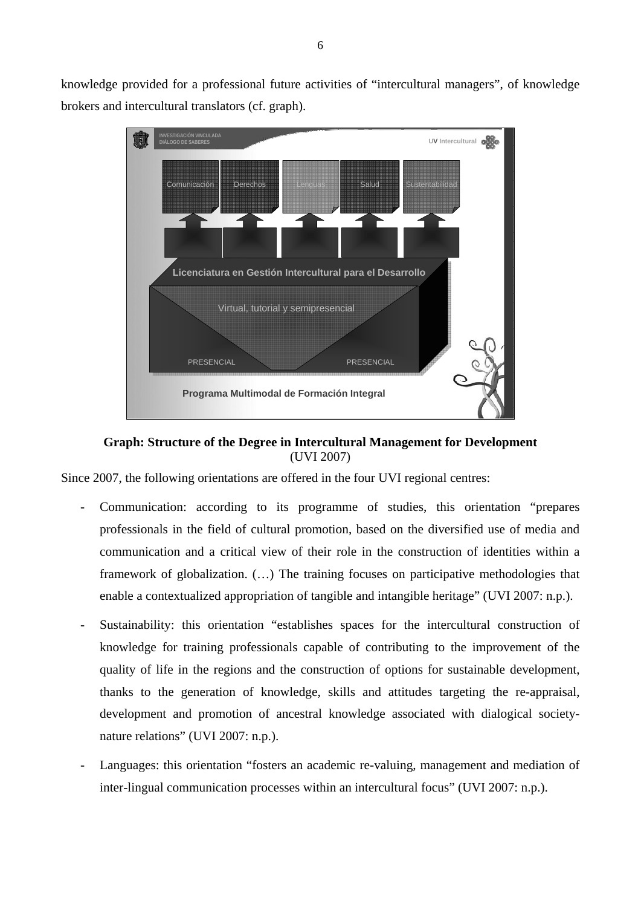knowledge provided for a professional future activities of "intercultural managers", of knowledge brokers and intercultural translators (cf. graph).

**Graph: Structure of the Degree in Intercultural Management for Development**
(UVI 2007)

Since 2007, the following orientations are offered in the four UVI regional centres:

- Communication: according to its programme of studies, this orientation "prepares professionals in the field of cultural promotion, based on the diversified use of media and communication and a critical view of their role in the construction of identities within a framework of globalization. (…) The training focuses on participative methodologies that enable a contextualized appropriation of tangible and intangible heritage" (UVI 2007: n.p.).

- Sustainability: this orientation "establishes spaces for the intercultural construction of knowledge for training professionals capable of contributing to the improvement of the quality of life in the regions and the construction of options for sustainable development, thanks to the generation of knowledge, skills and attitudes targeting the re-appraisal, development and promotion of ancestral knowledge associated with dialogical society-nature relations" (UVI 2007: n.p.).

- Languages: this orientation "fosters an academic re-valuing, management and mediation of inter-lingual communication processes within an intercultural focus" (UVI 2007: n.p.).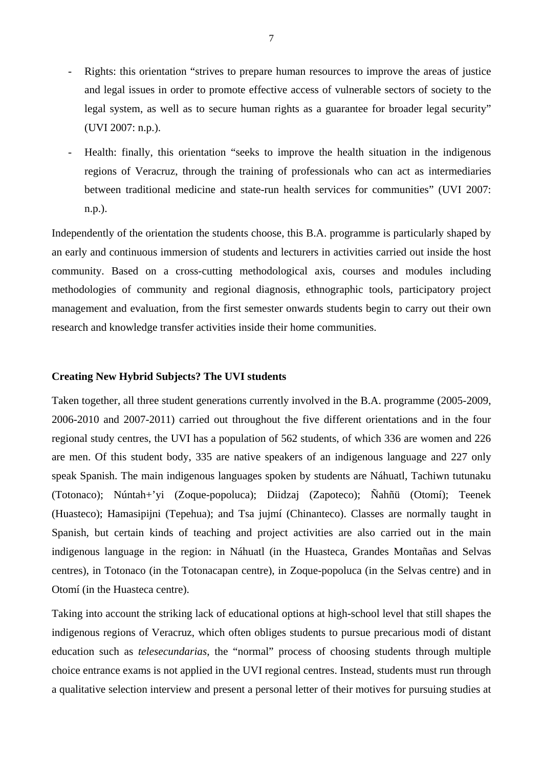- Rights: this orientation "strives to prepare human resources to improve the areas of justice and legal issues in order to promote effective access of vulnerable sectors of society to the legal system, as well as to secure human rights as a guarantee for broader legal security" (UVI 2007: n.p.).
- Health: finally, this orientation "seeks to improve the health situation in the indigenous regions of Veracruz, through the training of professionals who can act as intermediaries between traditional medicine and state-run health services for communities" (UVI 2007: n.p.).

Independently of the orientation the students choose, this B.A. programme is particularly shaped by an early and continuous immersion of students and lecturers in activities carried out inside the host community. Based on a cross-cutting methodological axis, courses and modules including methodologies of community and regional diagnosis, ethnographic tools, participatory project management and evaluation, from the first semester onwards students begin to carry out their own research and knowledge transfer activities inside their home communities.

**Creating New Hybrid Subjects? The UVI students**

Taken together, all three student generations currently involved in the B.A. programme (2005-2009, 2006-2010 and 2007-2011) carried out throughout the five different orientations and in the four regional study centres, the UVI has a population of 562 students, of which 336 are women and 226 are men. Of this student body, 335 are native speakers of an indigenous language and 227 only speak Spanish. The main indigenous languages spoken by students are Náhuatl, Tachiwn tutunaku (Totonaco); Núntah+'yi (Zoque-popoluca); Diidzaj (Zapoteco); Ñahñü (Otomí); Teenek (Huasteco); Hamasipijni (Tepehua); and Tsa jujmí (Chinanteco). Classes are normally taught in Spanish, but certain kinds of teaching and project activities are also carried out in the main indigenous language in the region: in Náhuatl (in the Huasteca, Grandes Montañas and Selvas centres), in Totonaco (in the Totonacapan centre), in Zoque-popoluca (in the Selvas centre) and in Otomí (in the Huasteca centre).

Taking into account the striking lack of educational options at high-school level that still shapes the indigenous regions of Veracruz, which often obliges students to pursue precarious modi of distant education such as *telesecundarias*, the "normal" process of choosing students through multiple choice entrance exams is not applied in the UVI regional centres. Instead, students must run through a qualitative selection interview and present a personal letter of their motives for pursuing studies at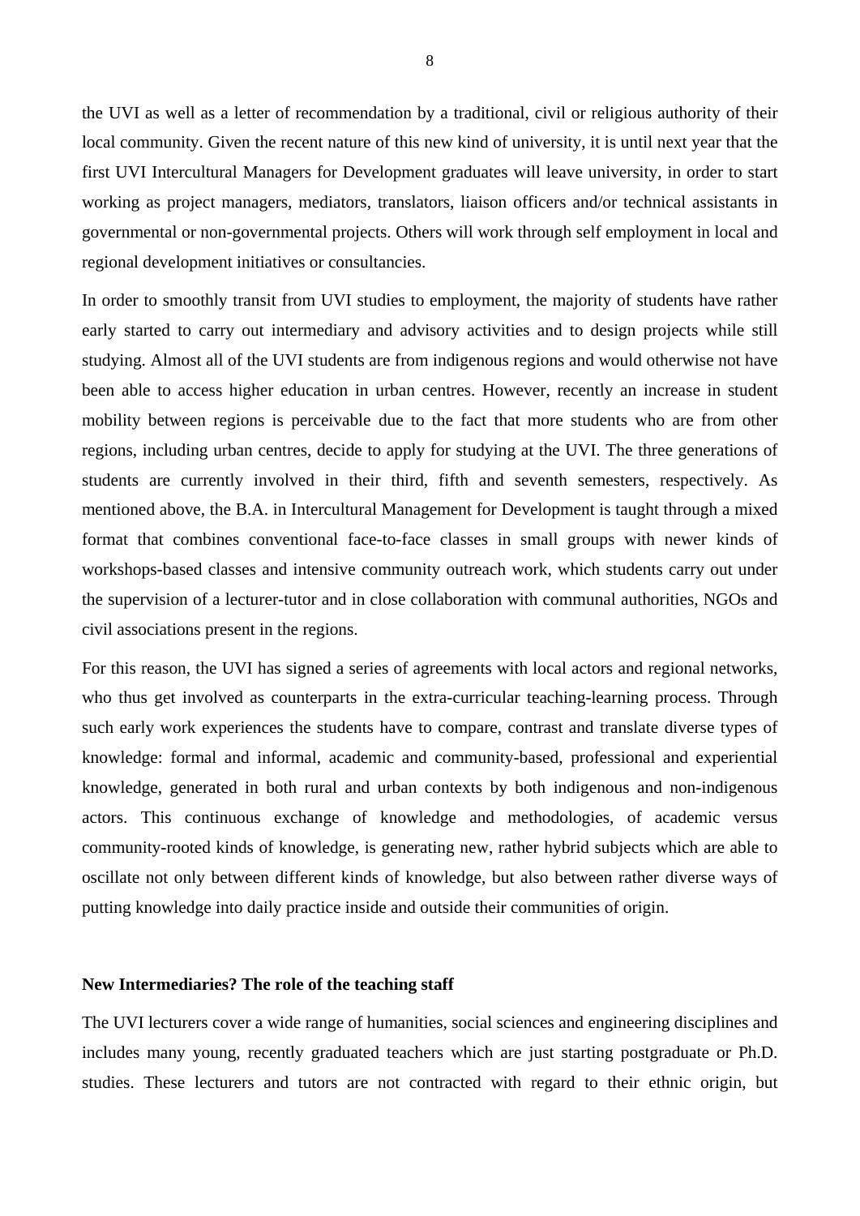the UVI as well as a letter of recommendation by a traditional, civil or religious authority of their local community. Given the recent nature of this new kind of university, it is until next year that the first UVI Intercultural Managers for Development graduates will leave university, in order to start working as project managers, mediators, translators, liaison officers and/or technical assistants in governmental or non-governmental projects. Others will work through self employment in local and regional development initiatives or consultancies.

In order to smoothly transit from UVI studies to employment, the majority of students have rather early started to carry out intermediary and advisory activities and to design projects while still studying. Almost all of the UVI students are from indigenous regions and would otherwise not have been able to access higher education in urban centres. However, recently an increase in student mobility between regions is perceivable due to the fact that more students who are from other regions, including urban centres, decide to apply for studying at the UVI. The three generations of students are currently involved in their third, fifth and seventh semesters, respectively. As mentioned above, the B.A. in Intercultural Management for Development is taught through a mixed format that combines conventional face-to-face classes in small groups with newer kinds of workshops-based classes and intensive community outreach work, which students carry out under the supervision of a lecturer-tutor and in close collaboration with communal authorities, NGOs and civil associations present in the regions.

For this reason, the UVI has signed a series of agreements with local actors and regional networks, who thus get involved as counterparts in the extra-curricular teaching-learning process. Through such early work experiences the students have to compare, contrast and translate diverse types of knowledge: formal and informal, academic and community-based, professional and experiential knowledge, generated in both rural and urban contexts by both indigenous and non-indigenous actors. This continuous exchange of knowledge and methodologies, of academic versus community-rooted kinds of knowledge, is generating new, rather hybrid subjects which are able to oscillate not only between different kinds of knowledge, but also between rather diverse ways of putting knowledge into daily practice inside and outside their communities of origin.

**New Intermediaries? The role of the teaching staff**

The UVI lecturers cover a wide range of humanities, social sciences and engineering disciplines and includes many young, recently graduated teachers which are just starting postgraduate or Ph.D. studies. These lecturers and tutors are not contracted with regard to their ethnic origin, but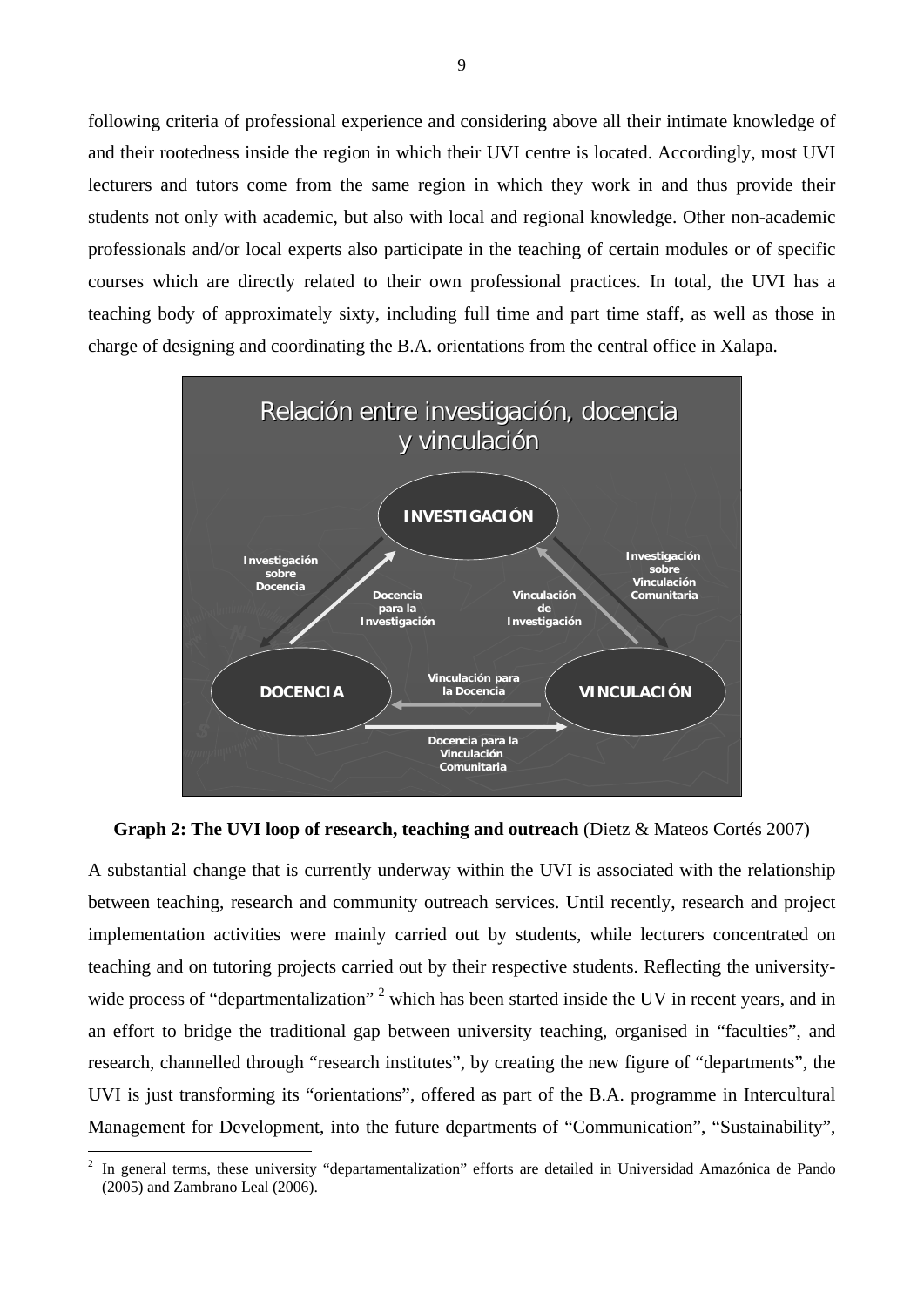following criteria of professional experience and considering above all their intimate knowledge of and their rootedness inside the region in which their UVI centre is located. Accordingly, most UVI lecturers and tutors come from the same region in which they work in and thus provide their students not only with academic, but also with local and regional knowledge. Other non-academic professionals and/or local experts also participate in the teaching of certain modules or of specific courses which are directly related to their own professional practices. In total, the UVI has a teaching body of approximately sixty, including full time and part time staff, as well as those in charge of designing and coordinating the B.A. orientations from the central office in Xalapa.

**Graph 2: The UVI loop of research, teaching and outreach** (Dietz & Mateos Cortés 2007)

A substantial change that is currently underway within the UVI is associated with the relationship between teaching, research and community outreach services. Until recently, research and project implementation activities were mainly carried out by students, while lecturers concentrated on teaching and on tutoring projects carried out by their respective students. Reflecting the university-wide process of "departmentalization" [2] which has been started inside the UV in recent years, and in an effort to bridge the traditional gap between university teaching, organised in "faculties", and research, channelled through "research institutes", by creating the new figure of "departments", the UVI is just transforming its "orientations", offered as part of the B.A. programme in Intercultural Management for Development, into the future departments of "Communication", "Sustainability",

[2] In general terms, these university "departamentalization" efforts are detailed in Universidad Amazónica de Pando (2005) and Zambrano Leal (2006).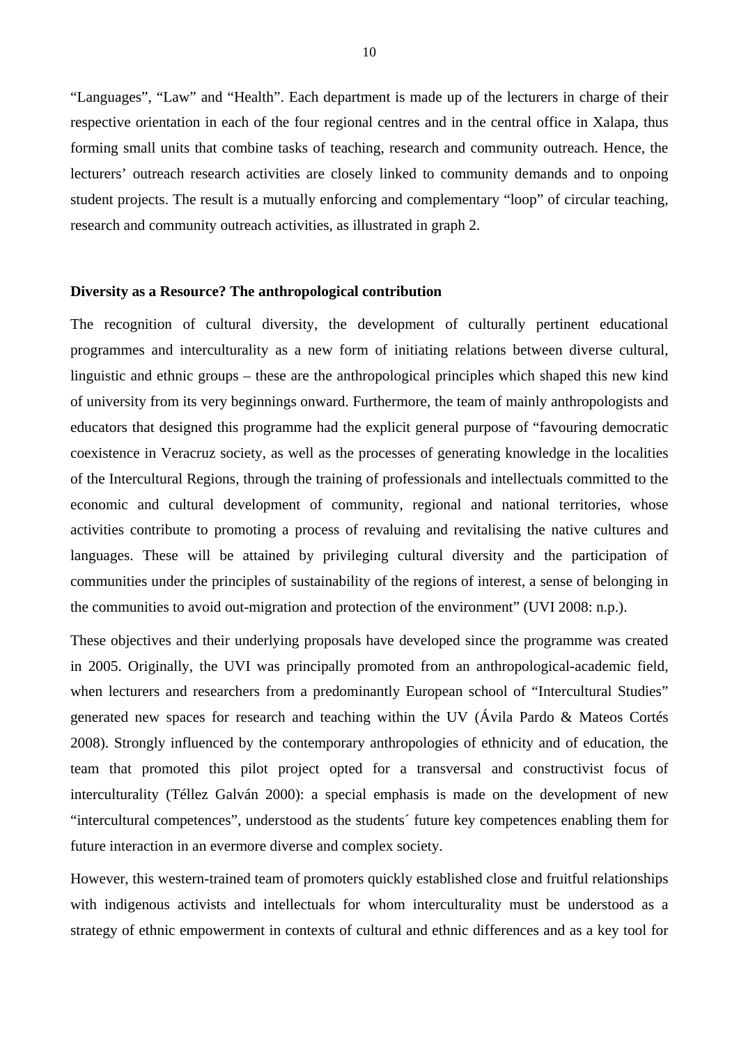"Languages", "Law" and "Health". Each department is made up of the lecturers in charge of their respective orientation in each of the four regional centres and in the central office in Xalapa, thus forming small units that combine tasks of teaching, research and community outreach. Hence, the lecturers' outreach research activities are closely linked to community demands and to onpoing student projects. The result is a mutually enforcing and complementary "loop" of circular teaching, research and community outreach activities, as illustrated in graph 2.

**Diversity as a Resource? The anthropological contribution**

The recognition of cultural diversity, the development of culturally pertinent educational programmes and interculturality as a new form of initiating relations between diverse cultural, linguistic and ethnic groups – these are the anthropological principles which shaped this new kind of university from its very beginnings onward. Furthermore, the team of mainly anthropologists and educators that designed this programme had the explicit general purpose of "favouring democratic coexistence in Veracruz society, as well as the processes of generating knowledge in the localities of the Intercultural Regions, through the training of professionals and intellectuals committed to the economic and cultural development of community, regional and national territories, whose activities contribute to promoting a process of revaluing and revitalising the native cultures and languages. These will be attained by privileging cultural diversity and the participation of communities under the principles of sustainability of the regions of interest, a sense of belonging in the communities to avoid out-migration and protection of the environment" (UVI 2008: n.p.).

These objectives and their underlying proposals have developed since the programme was created in 2005. Originally, the UVI was principally promoted from an anthropological-academic field, when lecturers and researchers from a predominantly European school of "Intercultural Studies" generated new spaces for research and teaching within the UV (Ávila Pardo & Mateos Cortés 2008). Strongly influenced by the contemporary anthropologies of ethnicity and of education, the team that promoted this pilot project opted for a transversal and constructivist focus of interculturality (Téllez Galván 2000): a special emphasis is made on the development of new "intercultural competences", understood as the students´ future key competences enabling them for future interaction in an evermore diverse and complex society.

However, this western-trained team of promoters quickly established close and fruitful relationships with indigenous activists and intellectuals for whom interculturality must be understood as a strategy of ethnic empowerment in contexts of cultural and ethnic differences and as a key tool for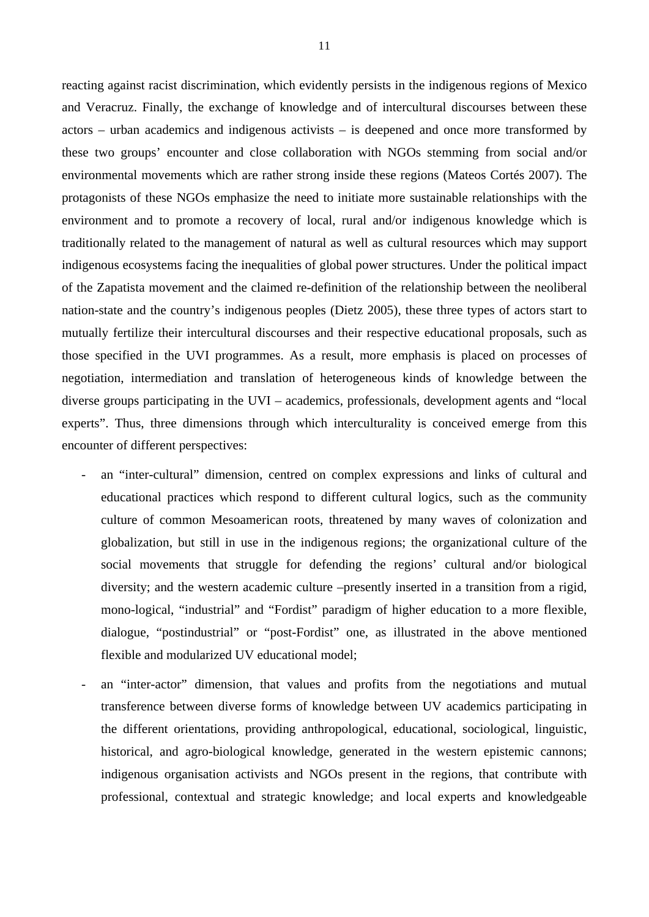reacting against racist discrimination, which evidently persists in the indigenous regions of Mexico and Veracruz. Finally, the exchange of knowledge and of intercultural discourses between these actors – urban academics and indigenous activists – is deepened and once more transformed by these two groups' encounter and close collaboration with NGOs stemming from social and/or environmental movements which are rather strong inside these regions (Mateos Cortés 2007). The protagonists of these NGOs emphasize the need to initiate more sustainable relationships with the environment and to promote a recovery of local, rural and/or indigenous knowledge which is traditionally related to the management of natural as well as cultural resources which may support indigenous ecosystems facing the inequalities of global power structures. Under the political impact of the Zapatista movement and the claimed re-definition of the relationship between the neoliberal nation-state and the country's indigenous peoples (Dietz 2005), these three types of actors start to mutually fertilize their intercultural discourses and their respective educational proposals, such as those specified in the UVI programmes. As a result, more emphasis is placed on processes of negotiation, intermediation and translation of heterogeneous kinds of knowledge between the diverse groups participating in the UVI – academics, professionals, development agents and "local experts". Thus, three dimensions through which interculturality is conceived emerge from this encounter of different perspectives:

- an "inter-cultural" dimension, centred on complex expressions and links of cultural and educational practices which respond to different cultural logics, such as the community culture of common Mesoamerican roots, threatened by many waves of colonization and globalization, but still in use in the indigenous regions; the organizational culture of the social movements that struggle for defending the regions' cultural and/or biological diversity; and the western academic culture –presently inserted in a transition from a rigid, mono-logical, "industrial" and "Fordist" paradigm of higher education to a more flexible, dialogue, "postindustrial" or "post-Fordist" one, as illustrated in the above mentioned flexible and modularized UV educational model;
- an "inter-actor" dimension, that values and profits from the negotiations and mutual transference between diverse forms of knowledge between UV academics participating in the different orientations, providing anthropological, educational, sociological, linguistic, historical, and agro-biological knowledge, generated in the western epistemic cannons; indigenous organisation activists and NGOs present in the regions, that contribute with professional, contextual and strategic knowledge; and local experts and knowledgeable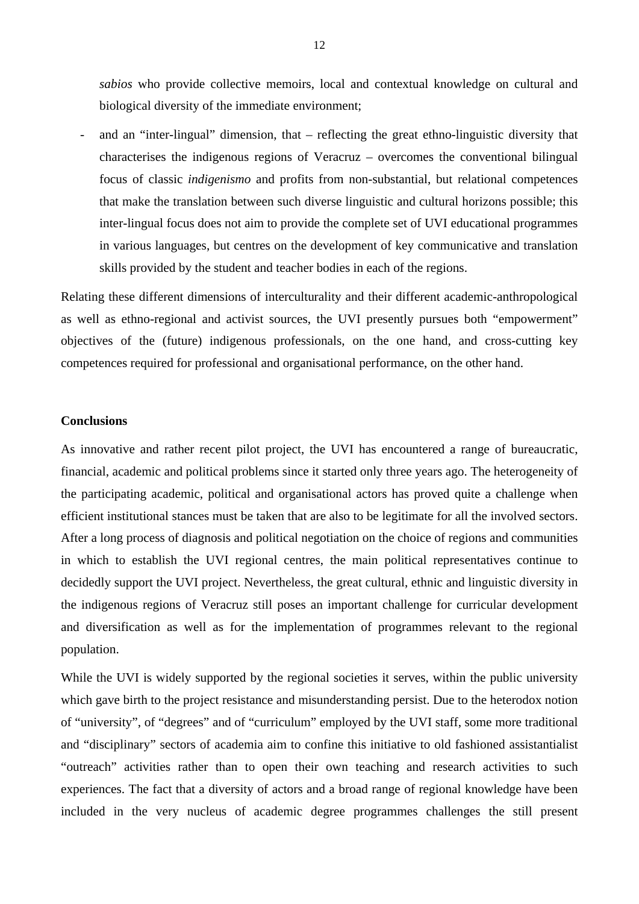*sabios* who provide collective memoirs, local and contextual knowledge on cultural and biological diversity of the immediate environment;

- and an "inter-lingual" dimension, that – reflecting the great ethno-linguistic diversity that characterises the indigenous regions of Veracruz – overcomes the conventional bilingual focus of classic *indigenismo* and profits from non-substantial, but relational competences that make the translation between such diverse linguistic and cultural horizons possible; this inter-lingual focus does not aim to provide the complete set of UVI educational programmes in various languages, but centres on the development of key communicative and translation skills provided by the student and teacher bodies in each of the regions.

Relating these different dimensions of interculturality and their different academic-anthropological as well as ethno-regional and activist sources, the UVI presently pursues both "empowerment" objectives of the (future) indigenous professionals, on the one hand, and cross-cutting key competences required for professional and organisational performance, on the other hand.

## Conclusions

As innovative and rather recent pilot project, the UVI has encountered a range of bureaucratic, financial, academic and political problems since it started only three years ago. The heterogeneity of the participating academic, political and organisational actors has proved quite a challenge when efficient institutional stances must be taken that are also to be legitimate for all the involved sectors. After a long process of diagnosis and political negotiation on the choice of regions and communities in which to establish the UVI regional centres, the main political representatives continue to decidedly support the UVI project. Nevertheless, the great cultural, ethnic and linguistic diversity in the indigenous regions of Veracruz still poses an important challenge for curricular development and diversification as well as for the implementation of programmes relevant to the regional population.

While the UVI is widely supported by the regional societies it serves, within the public university which gave birth to the project resistance and misunderstanding persist. Due to the heterodox notion of "university", of "degrees" and of "curriculum" employed by the UVI staff, some more traditional and "disciplinary" sectors of academia aim to confine this initiative to old fashioned assistantialist "outreach" activities rather than to open their own teaching and research activities to such experiences. The fact that a diversity of actors and a broad range of regional knowledge have been included in the very nucleus of academic degree programmes challenges the still present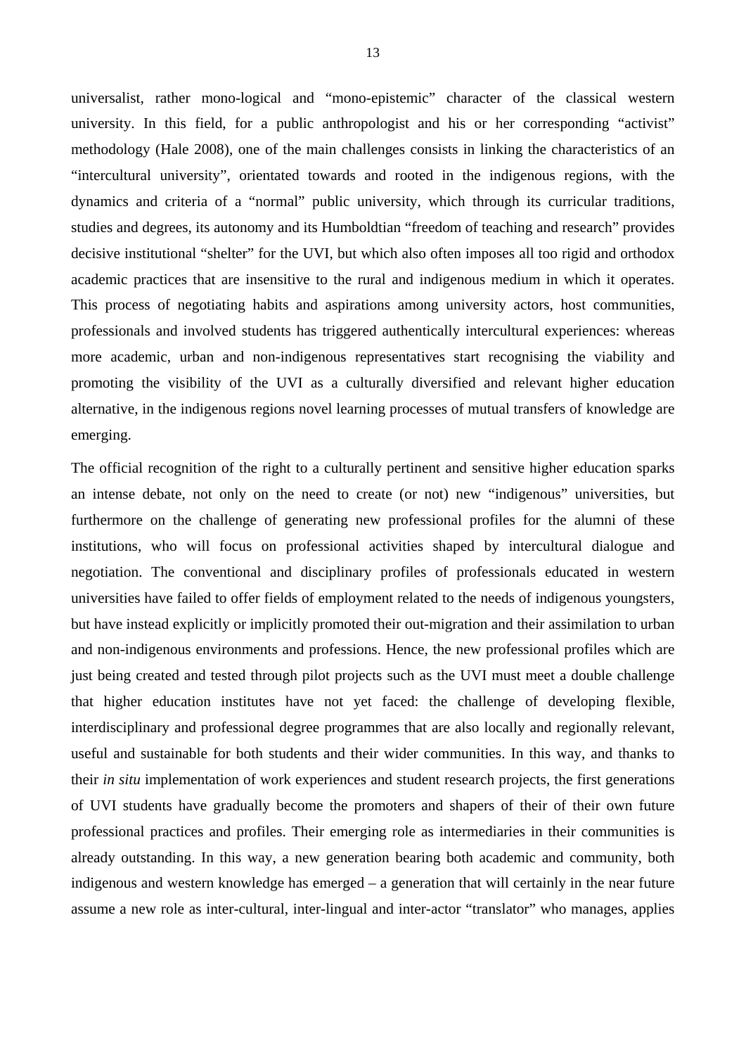universalist, rather mono-logical and "mono-epistemic" character of the classical western university. In this field, for a public anthropologist and his or her corresponding "activist" methodology (Hale 2008), one of the main challenges consists in linking the characteristics of an "intercultural university", orientated towards and rooted in the indigenous regions, with the dynamics and criteria of a "normal" public university, which through its curricular traditions, studies and degrees, its autonomy and its Humboldtian "freedom of teaching and research" provides decisive institutional "shelter" for the UVI, but which also often imposes all too rigid and orthodox academic practices that are insensitive to the rural and indigenous medium in which it operates. This process of negotiating habits and aspirations among university actors, host communities, professionals and involved students has triggered authentically intercultural experiences: whereas more academic, urban and non-indigenous representatives start recognising the viability and promoting the visibility of the UVI as a culturally diversified and relevant higher education alternative, in the indigenous regions novel learning processes of mutual transfers of knowledge are emerging.

The official recognition of the right to a culturally pertinent and sensitive higher education sparks an intense debate, not only on the need to create (or not) new "indigenous" universities, but furthermore on the challenge of generating new professional profiles for the alumni of these institutions, who will focus on professional activities shaped by intercultural dialogue and negotiation. The conventional and disciplinary profiles of professionals educated in western universities have failed to offer fields of employment related to the needs of indigenous youngsters, but have instead explicitly or implicitly promoted their out-migration and their assimilation to urban and non-indigenous environments and professions. Hence, the new professional profiles which are just being created and tested through pilot projects such as the UVI must meet a double challenge that higher education institutes have not yet faced: the challenge of developing flexible, interdisciplinary and professional degree programmes that are also locally and regionally relevant, useful and sustainable for both students and their wider communities. In this way, and thanks to their *in situ* implementation of work experiences and student research projects, the first generations of UVI students have gradually become the promoters and shapers of their of their own future professional practices and profiles. Their emerging role as intermediaries in their communities is already outstanding. In this way, a new generation bearing both academic and community, both indigenous and western knowledge has emerged – a generation that will certainly in the near future assume a new role as inter-cultural, inter-lingual and inter-actor "translator" who manages, applies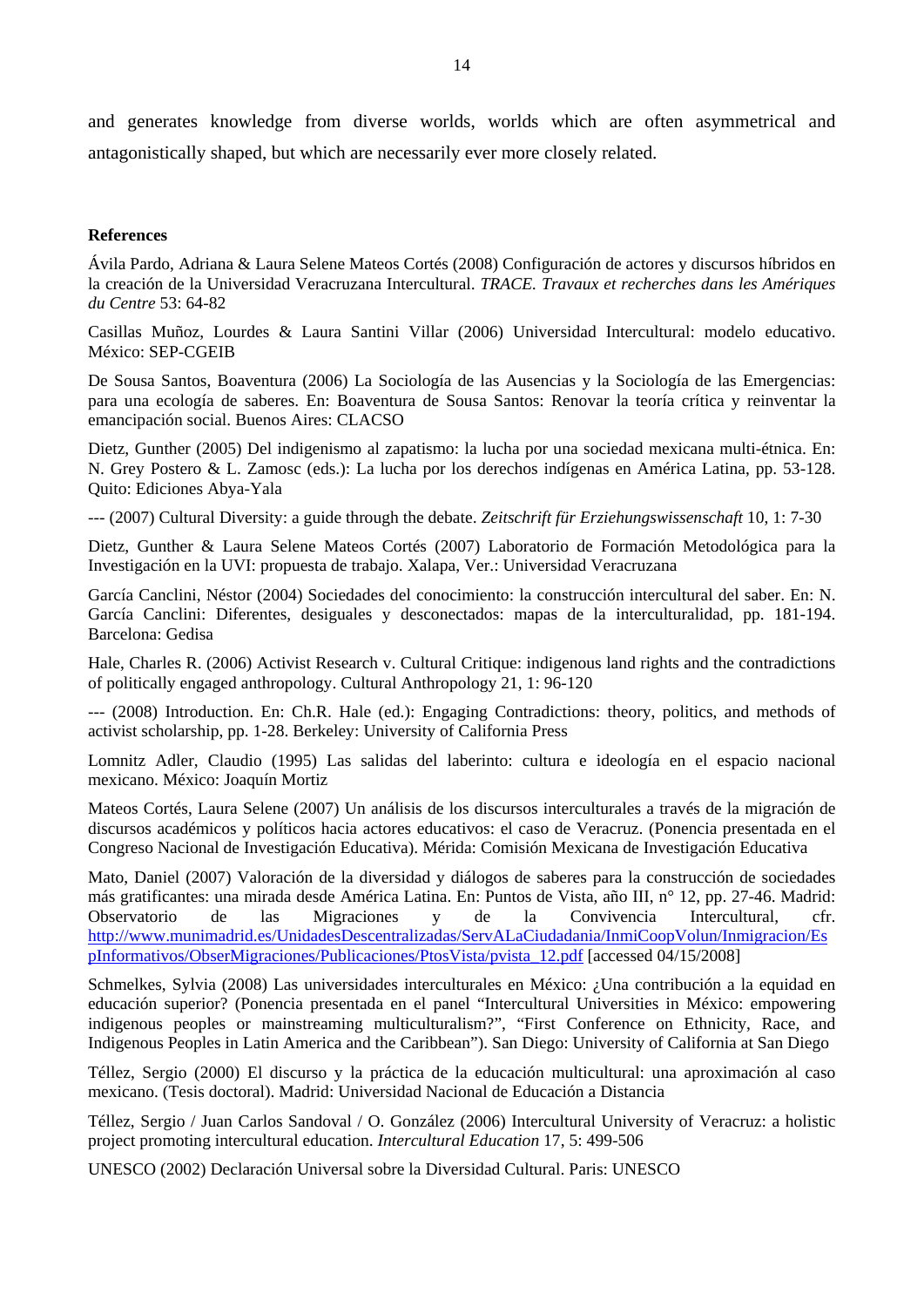and generates knowledge from diverse worlds, worlds which are often asymmetrical and antagonistically shaped, but which are necessarily ever more closely related.

**References**

Ávila Pardo, Adriana & Laura Selene Mateos Cortés (2008) Configuración de actores y discursos híbridos en la creación de la Universidad Veracruzana Intercultural. *TRACE. Travaux et recherches dans les Amériques du Centre* 53: 64-82

Casillas Muñoz, Lourdes & Laura Santini Villar (2006) Universidad Intercultural: modelo educativo. México: SEP-CGEIB

De Sousa Santos, Boaventura (2006) La Sociología de las Ausencias y la Sociología de las Emergencias: para una ecología de saberes. En: Boaventura de Sousa Santos: Renovar la teoría crítica y reinventar la emancipación social. Buenos Aires: CLACSO

Dietz, Gunther (2005) Del indigenismo al zapatismo: la lucha por una sociedad mexicana multi-étnica. En: N. Grey Postero & L. Zamosc (eds.): La lucha por los derechos indígenas en América Latina, pp. 53-128. Quito: Ediciones Abya-Yala

--- (2007) Cultural Diversity: a guide through the debate. *Zeitschrift für Erziehungswissenschaft* 10, 1: 7-30

Dietz, Gunther & Laura Selene Mateos Cortés (2007) Laboratorio de Formación Metodológica para la Investigación en la UVI: propuesta de trabajo. Xalapa, Ver.: Universidad Veracruzana

García Canclini, Néstor (2004) Sociedades del conocimiento: la construcción intercultural del saber. En: N. García Canclini: Diferentes, desiguales y desconectados: mapas de la interculturalidad, pp. 181-194. Barcelona: Gedisa

Hale, Charles R. (2006) Activist Research v. Cultural Critique: indigenous land rights and the contradictions of politically engaged anthropology. Cultural Anthropology 21, 1: 96-120

--- (2008) Introduction. En: Ch.R. Hale (ed.): Engaging Contradictions: theory, politics, and methods of activist scholarship, pp. 1-28. Berkeley: University of California Press

Lomnitz Adler, Claudio (1995) Las salidas del laberinto: cultura e ideología en el espacio nacional mexicano. México: Joaquín Mortiz

Mateos Cortés, Laura Selene (2007) Un análisis de los discursos interculturales a través de la migración de discursos académicos y políticos hacia actores educativos: el caso de Veracruz. (Ponencia presentada en el Congreso Nacional de Investigación Educativa). Mérida: Comisión Mexicana de Investigación Educativa

Mato, Daniel (2007) Valoración de la diversidad y diálogos de saberes para la construcción de sociedades más gratificantes: una mirada desde América Latina. En: Puntos de Vista, año III, n° 12, pp. 27-46. Madrid: Observatorio de las Migraciones y de la Convivencia Intercultural, cfr. http://www.munimadrid.es/UnidadesDescentralizadas/ServALaCiudadania/InmiCoopVolun/Inmigracion/EspInformativos/ObserMigraciones/Publicaciones/PtosVista/pvista_12.pdf [accessed 04/15/2008]

Schmelkes, Sylvia (2008) Las universidades interculturales en México: ¿Una contribución a la equidad en educación superior? (Ponencia presentada en el panel "Intercultural Universities in México: empowering indigenous peoples or mainstreaming multiculturalism?", "First Conference on Ethnicity, Race, and Indigenous Peoples in Latin America and the Caribbean"). San Diego: University of California at San Diego

Téllez, Sergio (2000) El discurso y la práctica de la educación multicultural: una aproximación al caso mexicano. (Tesis doctoral). Madrid: Universidad Nacional de Educación a Distancia

Téllez, Sergio / Juan Carlos Sandoval / O. González (2006) Intercultural University of Veracruz: a holistic project promoting intercultural education. *Intercultural Education* 17, 5: 499-506

UNESCO (2002) Declaración Universal sobre la Diversidad Cultural. Paris: UNESCO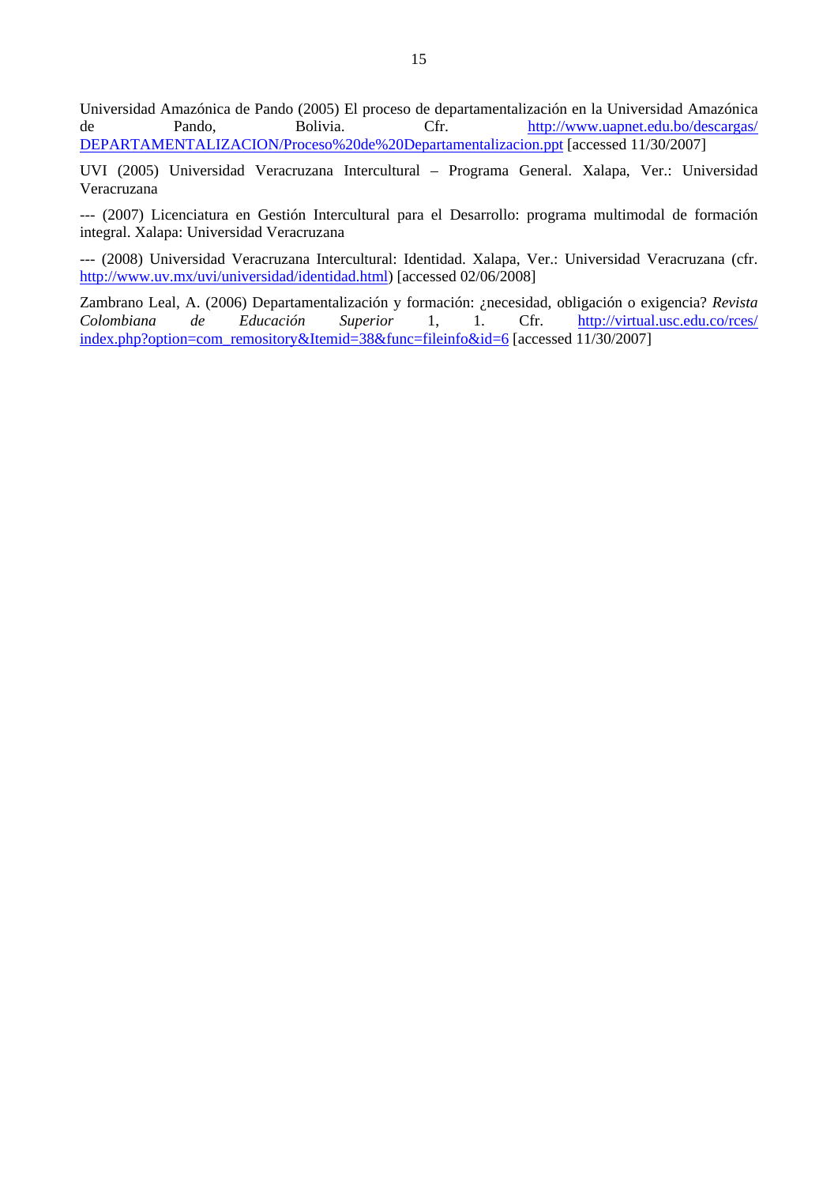Universidad Amazónica de Pando (2005) El proceso de departamentalización en la Universidad Amazónica de Pando, Bolivia. Cfr. http://www.uapnet.edu.bo/descargas/DEPARTAMENTALIZACION/Proceso%20de%20Departamentalizacion.ppt [accessed 11/30/2007]

UVI (2005) Universidad Veracruzana Intercultural – Programa General. Xalapa, Ver.: Universidad Veracruzana

--- (2007) Licenciatura en Gestión Intercultural para el Desarrollo: programa multimodal de formación integral. Xalapa: Universidad Veracruzana

--- (2008) Universidad Veracruzana Intercultural: Identidad. Xalapa, Ver.: Universidad Veracruzana (cfr. http://www.uv.mx/uvi/universidad/identidad.html) [accessed 02/06/2008]

Zambrano Leal, A. (2006) Departamentalización y formación: ¿necesidad, obligación o exigencia? *Revista Colombiana de Educación Superior* 1, 1. Cfr. http://virtual.usc.edu.co/rces/index.php?option=com_remository&Itemid=38&func=fileinfo&id=6 [accessed 11/30/2007]